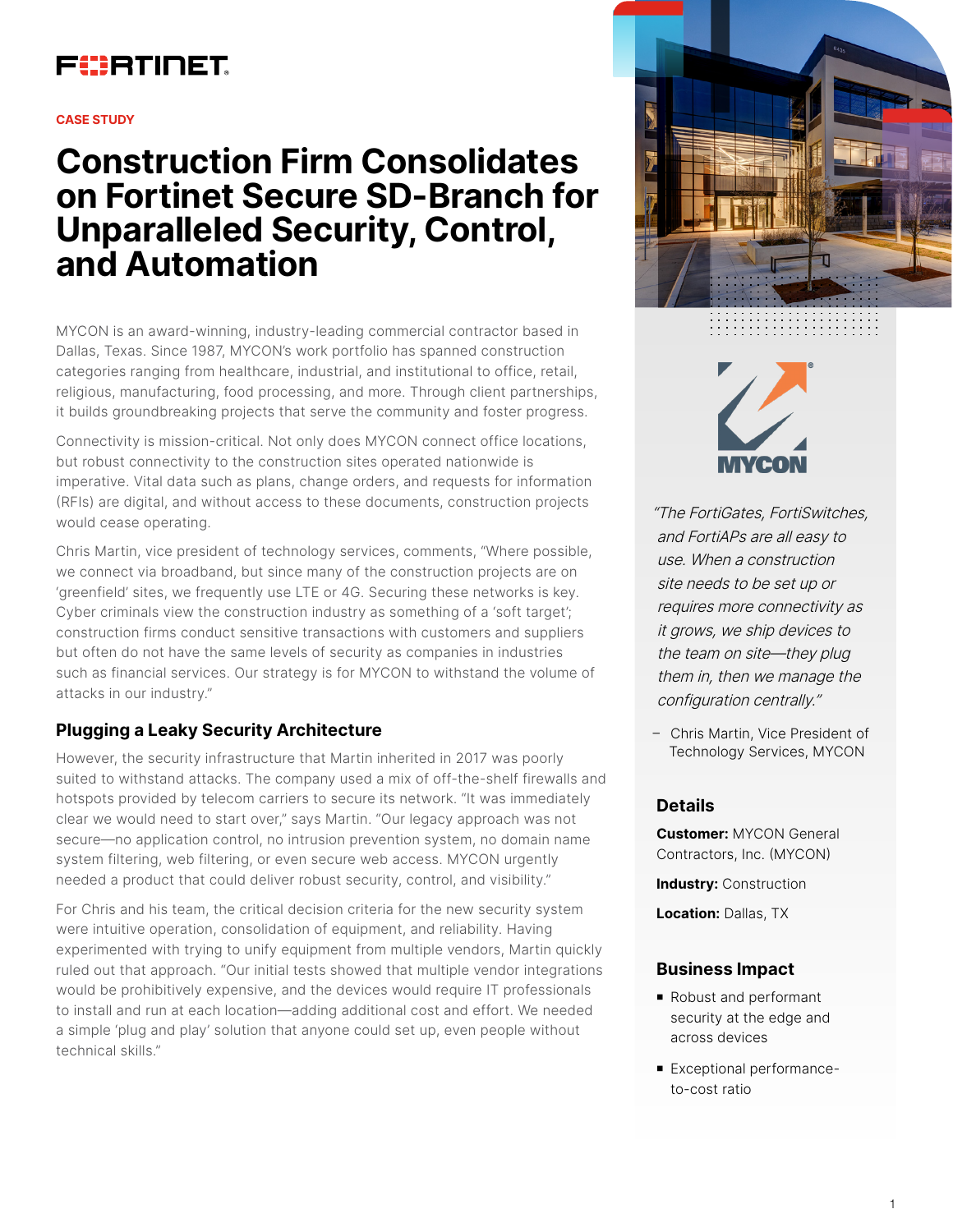FORTINET

CASE STUDY

# Construction Firm Consolidates on Fortinet Secure SD-Branch for Unparalleled Security, Control, and Automation

MYCON is an award-winning, industry-leading commercial contractor based in Dallas, Texas. Since 1987, MYCON's work portfolio has spanned construction categories ranging from healthcare, industrial, and institutional to office, retail, religious, manufacturing, food processing, and more. Through client partnerships, it builds groundbreaking projects that serve the community and foster progress.

Connectivity is mission-critical. Not only does MYCON connect office locations, but robust connectivity to the construction sites operated nationwide is imperative. Vital data such as plans, change orders, and requests for information (RFIs) are digital, and without access to these documents, construction projects would cease operating.

Chris Martin, vice president of technology services, comments, "Where possible, we connect via broadband, but since many of the construction projects are on 'greenfield' sites, we frequently use LTE or 4G. Securing these networks is key. Cyber criminals view the construction industry as something of a 'soft target'; construction firms conduct sensitive transactions with customers and suppliers but often do not have the same levels of security as companies in industries such as financial services. Our strategy is for MYCON to withstand the volume of attacks in our industry."

## Plugging a Leaky Security Architecture

However, the security infrastructure that Martin inherited in 2017 was poorly suited to withstand attacks. The company used a mix of off-the-shelf firewalls and hotspots provided by telecom carriers to secure its network. "It was immediately clear we would need to start over," says Martin. "Our legacy approach was not secure—no application control, no intrusion prevention system, no domain name system filtering, web filtering, or even secure web access. MYCON urgently needed a product that could deliver robust security, control, and visibility."

For Chris and his team, the critical decision criteria for the new security system were intuitive operation, consolidation of equipment, and reliability. Having experimented with trying to unify equipment from multiple vendors, Martin quickly ruled out that approach. "Our initial tests showed that multiple vendor integrations would be prohibitively expensive, and the devices would require IT professionals to install and run at each location—adding additional cost and effort. We needed a simple 'plug and play' solution that anyone could set up, even people without technical skills."

MYCON

*"The FortiGates, FortiSwitches, and FortiAPs are all easy to use. When a construction site needs to be set up or requires more connectivity as it grows, we ship devices to the team on site—they plug them in, then we manage the configuration centrally."*

– Chris Martin, Vice President of Technology Services, MYCON

### Details

**Customer:** MYCON General Contractors, Inc. (MYCON)

**Industry:** Construction

**Location:** Dallas, TX

### Business Impact

- Robust and performant security at the edge and across devices
- Exceptional performance-to-cost ratio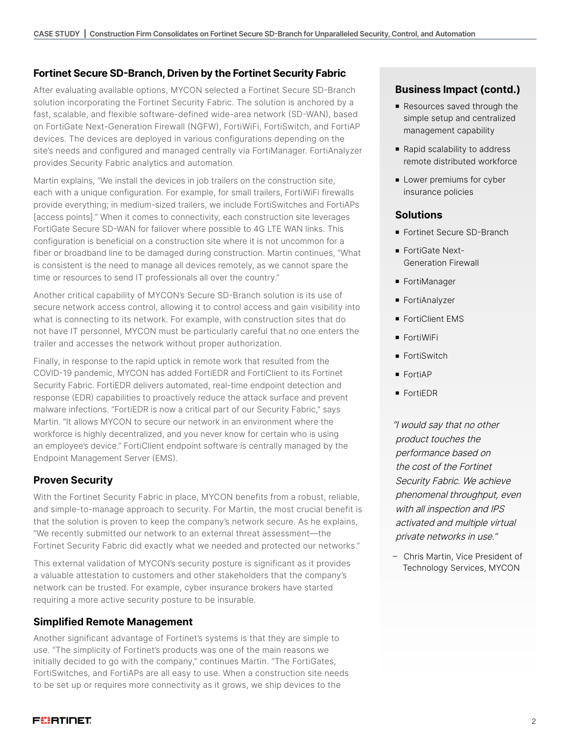## Fortinet Secure SD-Branch, Driven by the Fortinet Security Fabric

After evaluating available options, MYCON selected a Fortinet Secure SD-Branch solution incorporating the Fortinet Security Fabric. The solution is anchored by a fast, scalable, and flexible software-defined wide-area network (SD-WAN), based on FortiGate Next-Generation Firewall (NGFW), FortiWiFi, FortiSwitch, and FortiAP devices. The devices are deployed in various configurations depending on the site's needs and configured and managed centrally via FortiManager. FortiAnalyzer provides Security Fabric analytics and automation.

Martin explains, "We install the devices in job trailers on the construction site, each with a unique configuration. For example, for small trailers, FortiWiFi firewalls provide everything; in medium-sized trailers, we include FortiSwitches and FortiAPs [access points]." When it comes to connectivity, each construction site leverages FortiGate Secure SD-WAN for failover where possible to 4G LTE WAN links. This configuration is beneficial on a construction site where it is not uncommon for a fiber or broadband line to be damaged during construction. Martin continues, "What is consistent is the need to manage all devices remotely, as we cannot spare the time or resources to send IT professionals all over the country."

Another critical capability of MYCON's Secure SD-Branch solution is its use of secure network access control, allowing it to control access and gain visibility into what is connecting to its network. For example, with construction sites that do not have IT personnel, MYCON must be particularly careful that no one enters the trailer and accesses the network without proper authorization.

Finally, in response to the rapid uptick in remote work that resulted from the COVID-19 pandemic, MYCON has added FortiEDR and FortiClient to its Fortinet Security Fabric. FortiEDR delivers automated, real-time endpoint detection and response (EDR) capabilities to proactively reduce the attack surface and prevent malware infections. "FortiEDR is now a critical part of our Security Fabric," says Martin. "It allows MYCON to secure our network in an environment where the workforce is highly decentralized, and you never know for certain who is using an employee's device." FortiClient endpoint software is centrally managed by the Endpoint Management Server (EMS).

## Proven Security

With the Fortinet Security Fabric in place, MYCON benefits from a robust, reliable, and simple-to-manage approach to security. For Martin, the most crucial benefit is that the solution is proven to keep the company's network secure. As he explains, "We recently submitted our network to an external threat assessment—the Fortinet Security Fabric did exactly what we needed and protected our networks."

This external validation of MYCON's security posture is significant as it provides a valuable attestation to customers and other stakeholders that the company's network can be trusted. For example, cyber insurance brokers have started requiring a more active security posture to be insurable.

## Simplified Remote Management

Another significant advantage of Fortinet's systems is that they are simple to use. "The simplicity of Fortinet's products was one of the main reasons we initially decided to go with the company," continues Martin. "The FortiGates, FortiSwitches, and FortiAPs are all easy to use. When a construction site needs to be set up or requires more connectivity as it grows, we ship devices to the

### Business Impact (contd.)

- Resources saved through the simple setup and centralized management capability
- Rapid scalability to address remote distributed workforce
- Lower premiums for cyber insurance policies

### Solutions

- Fortinet Secure SD-Branch
- FortiGate Next-Generation Firewall
- FortiManager
- FortiAnalyzer
- FortiClient EMS
- FortiWiFi
- FortiSwitch
- FortiAP
- FortiEDR

*"I would say that no other product touches the performance based on the cost of the Fortinet Security Fabric. We achieve phenomenal throughput, even with all inspection and IPS activated and multiple virtual private networks in use."*

– Chris Martin, Vice President of Technology Services, MYCON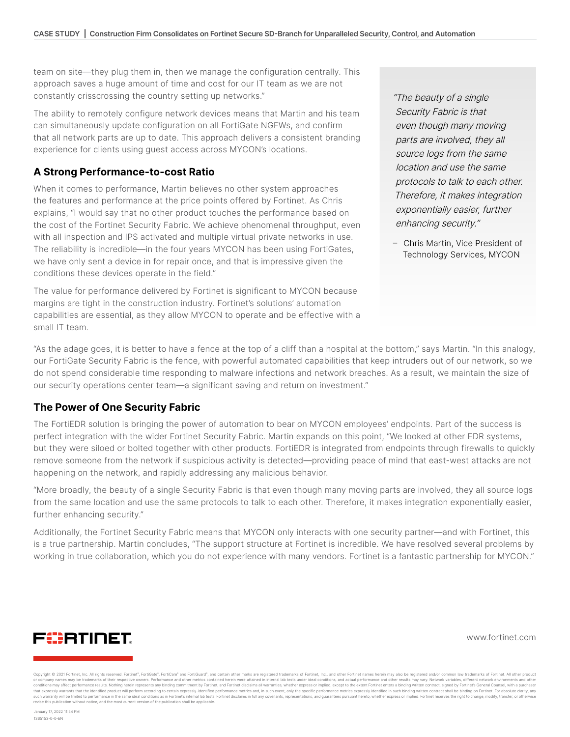team on site—they plug them in, then we manage the configuration centrally. This approach saves a huge amount of time and cost for our IT team as we are not constantly crisscrossing the country setting up networks."

The ability to remotely configure network devices means that Martin and his team can simultaneously update configuration on all FortiGate NGFWs, and confirm that all network parts are up to date. This approach delivers a consistent branding experience for clients using guest access across MYCON's locations.

> *"The beauty of a single Security Fabric is that even though many moving parts are involved, they all source logs from the same location and use the same protocols to talk to each other. Therefore, it makes integration exponentially easier, further enhancing security."*
>
> – Chris Martin, Vice President of Technology Services, MYCON

## A Strong Performance-to-cost Ratio

When it comes to performance, Martin believes no other system approaches the features and performance at the price points offered by Fortinet. As Chris explains, "I would say that no other product touches the performance based on the cost of the Fortinet Security Fabric. We achieve phenomenal throughput, even with all inspection and IPS activated and multiple virtual private networks in use. The reliability is incredible—in the four years MYCON has been using FortiGates, we have only sent a device in for repair once, and that is impressive given the conditions these devices operate in the field."

The value for performance delivered by Fortinet is significant to MYCON because margins are tight in the construction industry. Fortinet's solutions' automation capabilities are essential, as they allow MYCON to operate and be effective with a small IT team.

"As the adage goes, it is better to have a fence at the top of a cliff than a hospital at the bottom," says Martin. "In this analogy, our FortiGate Security Fabric is the fence, with powerful automated capabilities that keep intruders out of our network, so we do not spend considerable time responding to malware infections and network breaches. As a result, we maintain the size of our security operations center team—a significant saving and return on investment."

## The Power of One Security Fabric

The FortiEDR solution is bringing the power of automation to bear on MYCON employees' endpoints. Part of the success is perfect integration with the wider Fortinet Security Fabric. Martin expands on this point, "We looked at other EDR systems, but they were siloed or bolted together with other products. FortiEDR is integrated from endpoints through firewalls to quickly remove someone from the network if suspicious activity is detected—providing peace of mind that east-west attacks are not happening on the network, and rapidly addressing any malicious behavior.

"More broadly, the beauty of a single Security Fabric is that even though many moving parts are involved, they all source logs from the same location and use the same protocols to talk to each other. Therefore, it makes integration exponentially easier, further enhancing security."

Additionally, the Fortinet Security Fabric means that MYCON only interacts with one security partner—and with Fortinet, this is a true partnership. Martin concludes, "The support structure at Fortinet is incredible. We have resolved several problems by working in true collaboration, which you do not experience with many vendors. Fortinet is a fantastic partnership for MYCON."

FORTINET

www.fortinet.com

Copyright © 2021 Fortinet, Inc. All rights reserved. Fortinet®, FortiGate®, FortiCare® and FortiGuard®, and certain other marks are registered trademarks of Fortinet, Inc., and other Fortinet names herein may also be registered and/or common law trademarks of Fortinet. All other product or company names may be trademarks of their respective owners. Performance and other metrics contained herein were attained in internal lab tests under ideal conditions, and actual performance and other results may vary. Network variables, different network environments and other conditions may affect performance results. Nothing herein represents any binding commitment by Fortinet, and Fortinet disclaims all warranties, whether express or implied, except to the extent Fortinet enters a binding written contract, signed by Fortinet's General Counsel, with a purchaser that expressly warrants that the identified product will perform according to certain expressly-identified performance metrics and, in such event, only the specific performance metrics expressly identified in such binding written contract shall be binding on Fortinet. For absolute clarity, any such warranty will be limited to performance in the same ideal conditions as in Fortinet's internal lab tests. Fortinet disclaims in full any covenants, representations, and guarantees pursuant hereto, whether express or implied. Fortinet reserves the right to change, modify, transfer, or otherwise revise this publication without notice, and the most current version of the publication shall be applicable.

January 17, 2022 11:54 PM
1365153-0-0-EN